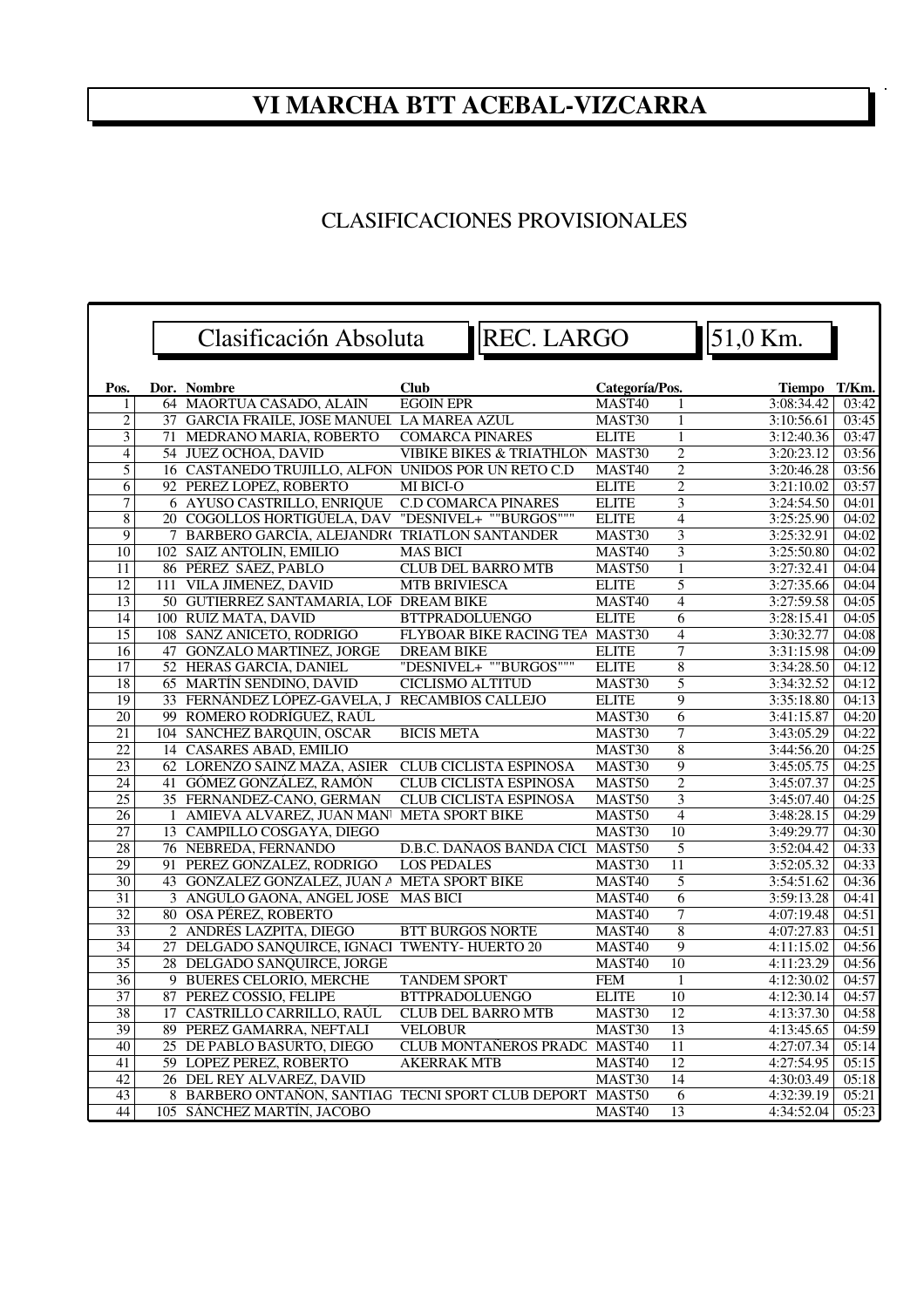# VI MARCHA BTT ACEBAL-VIZCARRA

## CLASIFICACIONES PROVISIONALES

### Clasificación Absoluta | REC. LARGO | 51,0 Km.

| Pos. | Dor. | Nombre | Club | Categoría/Pos. | | Tiempo | T/Km. |
|---|---|---|---|---|---|---|---|
| 1 | 64 | MAORTUA CASADO, ALAIN | EGOIN EPR | MAST40 | 1 | 3:08:34.42 | 03:42 |
| 2 | 37 | GARCIA FRAILE, JOSE MANUEL | LA MAREA AZUL | MAST30 | 1 | 3:10:56.61 | 03:45 |
| 3 | 71 | MEDRANO MARIA, ROBERTO | COMARCA PINARES | ELITE | 1 | 3:12:40.36 | 03:47 |
| 4 | 54 | JUEZ OCHOA, DAVID | VIBIKE BIKES & TRIATHLON | MAST30 | 2 | 3:20:23.12 | 03:56 |
| 5 | 16 | CASTAÑEDO TRUJILLO, ALFON | UNIDOS POR UN RETO C.D | MAST40 | 2 | 3:20:46.28 | 03:56 |
| 6 | 92 | PEREZ LOPEZ, ROBERTO | MI BICI-O | ELITE | 2 | 3:21:10.02 | 03:57 |
| 7 | 6 | AYUSO CASTRILLO, ENRIQUE | C.D COMARCA PINARES | ELITE | 3 | 3:24:54.50 | 04:01 |
| 8 | 20 | COGOLLOS HORTIGÜELA, DAV | "DESNIVEL+ ""BURGOS""" | ELITE | 4 | 3:25:25.90 | 04:02 |
| 9 | 7 | BARBERO GARCÍA, ALEJANDR( | TRIATLON SANTANDER | MAST30 | 3 | 3:25:32.91 | 04:02 |
| 10 | 102 | SAIZ ANTOLIN, EMILIO | MAS BICI | MAST40 | 3 | 3:25:50.80 | 04:02 |
| 11 | 86 | PÉREZ SÁEZ, PABLO | CLUB DEL BARRO MTB | MAST50 | 1 | 3:27:32.41 | 04:04 |
| 12 | 111 | VILA JIMENEZ, DAVID | MTB BRIVIESCA | ELITE | 5 | 3:27:35.66 | 04:04 |
| 13 | 50 | GUTIERREZ SANTAMARIA, LOF | DREAM BIKE | MAST40 | 4 | 3:27:59.58 | 04:05 |
| 14 | 100 | RUIZ MATA, DAVID | BTTPRADOLUENGO | ELITE | 6 | 3:28:15.41 | 04:05 |
| 15 | 108 | SANZ ANICETO, RODRIGO | FLYBOAR BIKE RACING TEA | MAST30 | 4 | 3:30:32.77 | 04:08 |
| 16 | 47 | GONZALO MARTINEZ, JORGE | DREAM BIKE | ELITE | 7 | 3:31:15.98 | 04:09 |
| 17 | 52 | HERAS GARCIA, DANIEL | "DESNIVEL+ ""BURGOS""" | ELITE | 8 | 3:34:28.50 | 04:12 |
| 18 | 65 | MARTÍN SENDINO, DAVID | CICLISMO ALTITUD | MAST30 | 5 | 3:34:32.52 | 04:12 |
| 19 | 33 | FERNÁNDEZ LÓPEZ-GAVELA, J | RECAMBIOS CALLEJO | ELITE | 9 | 3:35:18.80 | 04:13 |
| 20 | 99 | ROMERO RODRÍGUEZ, RAÚL | | MAST30 | 6 | 3:41:15.87 | 04:20 |
| 21 | 104 | SANCHEZ BARQUIN, OSCAR | BICIS META | MAST30 | 7 | 3:43:05.29 | 04:22 |
| 22 | 14 | CASARES ABAD, EMILIO | | MAST30 | 8 | 3:44:56.20 | 04:25 |
| 23 | 62 | LORENZO SAINZ MAZA, ASIER | CLUB CICLISTA ESPINOSA | MAST30 | 9 | 3:45:05.75 | 04:25 |
| 24 | 41 | GÓMEZ GONZÁLEZ, RAMÓN | CLUB CICLISTA ESPINOSA | MAST50 | 2 | 3:45:07.37 | 04:25 |
| 25 | 35 | FERNANDEZ-CANO, GERMAN | CLUB CICLISTA ESPINOSA | MAST50 | 3 | 3:45:07.40 | 04:25 |
| 26 | 1 | AMIEVA ALVAREZ, JUAN MANU | META SPORT BIKE | MAST50 | 4 | 3:48:28.15 | 04:29 |
| 27 | 13 | CAMPILLO COSGAYA, DIEGO | | MAST30 | 10 | 3:49:29.77 | 04:30 |
| 28 | 76 | NEBREDA, FERNANDO | D.B.C. DAÑAOS BANDA CICL | MAST50 | 5 | 3:52:04.42 | 04:33 |
| 29 | 91 | PEREZ GONZALEZ, RODRIGO | LOS PEDALES | MAST30 | 11 | 3:52:05.32 | 04:33 |
| 30 | 43 | GONZALEZ GONZALEZ, JUAN A | META SPORT BIKE | MAST40 | 5 | 3:54:51.62 | 04:36 |
| 31 | 3 | ANGULO GAONA, ANGEL JOSE | MAS BICI | MAST40 | 6 | 3:59:13.28 | 04:41 |
| 32 | 80 | OSA PÉREZ, ROBERTO | | MAST40 | 7 | 4:07:19.48 | 04:51 |
| 33 | 2 | ANDRÉS LAZPITA, DIEGO | BTT BURGOS NORTE | MAST40 | 8 | 4:07:27.83 | 04:51 |
| 34 | 27 | DELGADO SANQUIRCE, IGNACI | TWENTY- HUERTO 20 | MAST40 | 9 | 4:11:15.02 | 04:56 |
| 35 | 28 | DELGADO SANQUIRCE, JORGE | | MAST40 | 10 | 4:11:23.29 | 04:56 |
| 36 | 9 | BUERES CELORIO, MERCHE | TANDEM SPORT | FEM | 1 | 4:12:30.02 | 04:57 |
| 37 | 87 | PEREZ COSSIO, FELIPE | BTTPRADOLUENGO | ELITE | 10 | 4:12:30.14 | 04:57 |
| 38 | 17 | CASTRILLO CARRILLO, RAÚL | CLUB DEL BARRO MTB | MAST30 | 12 | 4:13:37.30 | 04:58 |
| 39 | 89 | PEREZ GAMARRA, NEFTALI | VELOBUR | MAST30 | 13 | 4:13:45.65 | 04:59 |
| 40 | 25 | DE PABLO BASURTO, DIEGO | CLUB MONTAÑEROS PRADO | MAST40 | 11 | 4:27:07.34 | 05:14 |
| 41 | 59 | LOPEZ PEREZ, ROBERTO | AKERRAK MTB | MAST40 | 12 | 4:27:54.95 | 05:15 |
| 42 | 26 | DEL REY ALVAREZ, DAVID | | MAST30 | 14 | 4:30:03.49 | 05:18 |
| 43 | 8 | BARBERO ONTAÑON, SANTIAG | TECNI SPORT CLUB DEPORT | MAST50 | 6 | 4:32:39.19 | 05:21 |
| 44 | 105 | SÁNCHEZ MARTÍN, JACOBO | | MAST40 | 13 | 4:34:52.04 | 05:23 |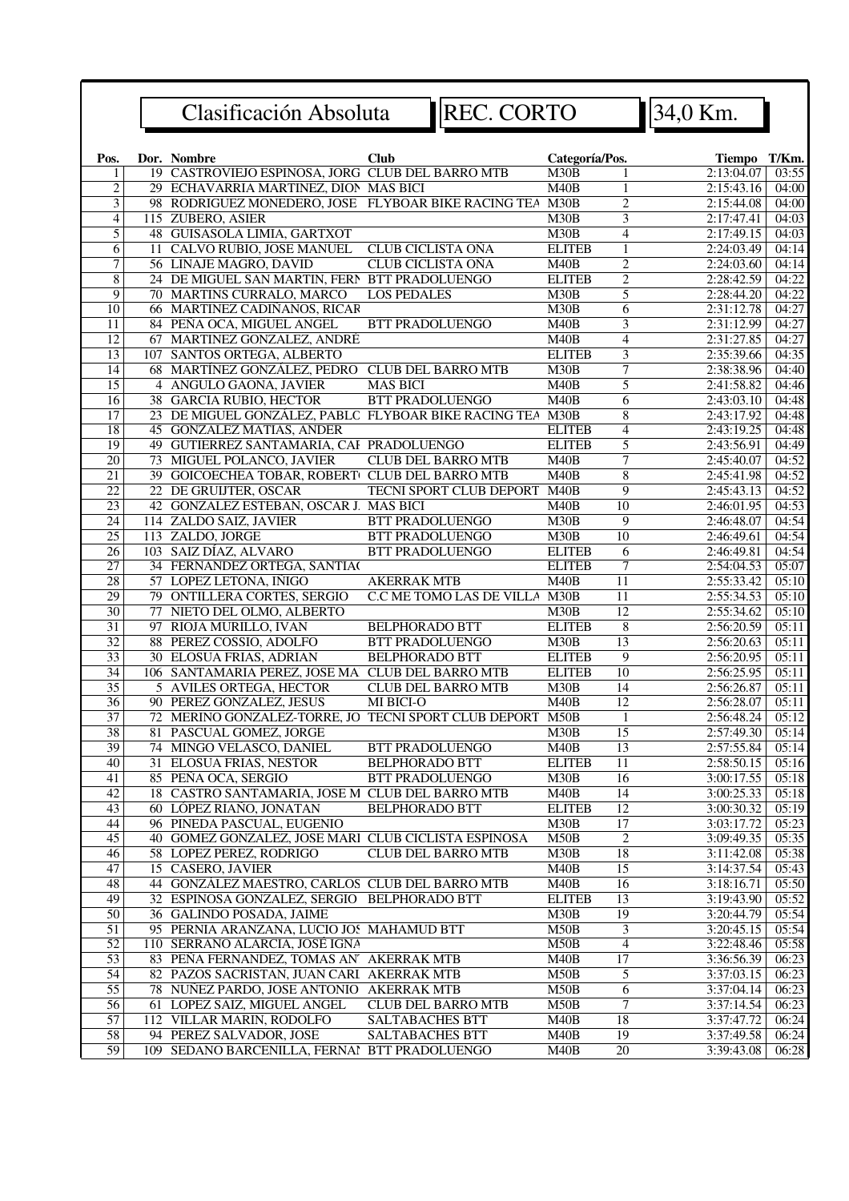## Clasificación Absoluta | REC. CORTO | 34,0 Km.

| Pos. | Dor. | Nombre | Club | Categoría/Pos. | | Tiempo | T/Km. |
|---|---|---|---|---|---|---|---|
| 1 | 19 | CASTROVIEJO ESPINOSA, JORG | CLUB DEL BARRO MTB | M30B | 1 | 2:13:04.07 | 03:55 |
| 2 | 29 | ECHAVARRIA MARTINEZ, DION | MAS BICI | M40B | 1 | 2:15:43.16 | 04:00 |
| 3 | 98 | RODRIGUEZ MONEDERO, JOSE | FLYBOAR BIKE RACING TEA | M30B | 2 | 2:15:44.08 | 04:00 |
| 4 | 115 | ZUBERO, ASIER | | M30B | 3 | 2:17:47.41 | 04:03 |
| 5 | 48 | GUISASOLA LIMIA, GARTXOT | | M30B | 4 | 2:17:49.15 | 04:03 |
| 6 | 11 | CALVO RUBIO, JOSE MANUEL | CLUB CICLISTA OÑA | ELITEB | 1 | 2:24:03.49 | 04:14 |
| 7 | 56 | LINAJE MAGRO, DAVID | CLUB CICLISTA OÑA | M40B | 2 | 2:24:03.60 | 04:14 |
| 8 | 24 | DE MIGUEL SAN MARTIN, FERN | BTT PRADOLUENGO | ELITEB | 2 | 2:28:42.59 | 04:22 |
| 9 | 70 | MARTINS CURRALO, MARCO | LOS PEDALES | M30B | 5 | 2:28:44.20 | 04:22 |
| 10 | 66 | MARTINEZ CADIÑANOS, RICAR | | M30B | 6 | 2:31:12.78 | 04:27 |
| 11 | 84 | PEÑA OCA, MIGUEL ANGEL | BTT PRADOLUENGO | M40B | 3 | 2:31:12.99 | 04:27 |
| 12 | 67 | MARTINEZ GONZALEZ, ANDRÉ | | M40B | 4 | 2:31:27.85 | 04:27 |
| 13 | 107 | SANTOS ORTEGA, ALBERTO | | ELITEB | 3 | 2:35:39.66 | 04:35 |
| 14 | 68 | MARTÍNEZ GONZÁLEZ, PEDRO | CLUB DEL BARRO MTB | M30B | 7 | 2:38:38.96 | 04:40 |
| 15 | 4 | ANGULO GAONA, JAVIER | MAS BICI | M40B | 5 | 2:41:58.82 | 04:46 |
| 16 | 38 | GARCIA RUBIO, HECTOR | BTT PRADOLUENGO | M40B | 6 | 2:43:03.10 | 04:48 |
| 17 | 23 | DE MIGUEL GONZÁLEZ, PABLC | FLYBOAR BIKE RACING TEA | M30B | 8 | 2:43:17.92 | 04:48 |
| 18 | 45 | GONZALEZ MATIAS, ANDER | | ELITEB | 4 | 2:43:19.25 | 04:48 |
| 19 | 49 | GUTIERREZ SANTAMARIA, CAF | PRADOLUENGO | ELITEB | 5 | 2:43:56.91 | 04:49 |
| 20 | 73 | MIGUEL POLANCO, JAVIER | CLUB DEL BARRO MTB | M40B | 7 | 2:45:40.07 | 04:52 |
| 21 | 39 | GOICOECHEA TOBAR, ROBERT | CLUB DEL BARRO MTB | M40B | 8 | 2:45:41.98 | 04:52 |
| 22 | 22 | DE GRUIJTER, OSCAR | TECNI SPORT CLUB DEPORT | M40B | 9 | 2:45:43.13 | 04:52 |
| 23 | 42 | GONZALEZ ESTEBAN, OSCAR J. | MAS BICI | M40B | 10 | 2:46:01.95 | 04:53 |
| 24 | 114 | ZALDO SAIZ, JAVIER | BTT PRADOLUENGO | M30B | 9 | 2:46:48.07 | 04:54 |
| 25 | 113 | ZALDO, JORGE | BTT PRADOLUENGO | M30B | 10 | 2:46:49.61 | 04:54 |
| 26 | 103 | SAIZ DÍAZ, ALVARO | BTT PRADOLUENGO | ELITEB | 6 | 2:46:49.81 | 04:54 |
| 27 | 34 | FERNANDEZ ORTEGA, SANTIAC | | ELITEB | 7 | 2:54:04.53 | 05:07 |
| 28 | 57 | LOPEZ LETONA, IÑIGO | AKERRAK MTB | M40B | 11 | 2:55:33.42 | 05:10 |
| 29 | 79 | ONTILLERA CORTES, SERGIO | C.C ME TOMO LAS DE VILLA | M30B | 11 | 2:55:34.53 | 05:10 |
| 30 | 77 | NIETO DEL OLMO, ALBERTO | | M30B | 12 | 2:55:34.62 | 05:10 |
| 31 | 97 | RIOJA MURILLO, IVAN | BELPHORADO BTT | ELITEB | 8 | 2:56:20.59 | 05:11 |
| 32 | 88 | PEREZ COSSIO, ADOLFO | BTT PRADOLUENGO | M30B | 13 | 2:56:20.63 | 05:11 |
| 33 | 30 | ELOSUA FRIAS, ADRIAN | BELPHORADO BTT | ELITEB | 9 | 2:56:20.95 | 05:11 |
| 34 | 106 | SANTAMARIA PEREZ, JOSE MA | CLUB DEL BARRO MTB | ELITEB | 10 | 2:56:25.95 | 05:11 |
| 35 | 5 | AVILES ORTEGA, HECTOR | CLUB DEL BARRO MTB | M30B | 14 | 2:56:26.87 | 05:11 |
| 36 | 90 | PEREZ GONZALEZ, JESUS | MI BICI-O | M40B | 12 | 2:56:28.07 | 05:11 |
| 37 | 72 | MERINO GONZALEZ-TORRE, JO | TECNI SPORT CLUB DEPORT | M50B | 1 | 2:56:48.24 | 05:12 |
| 38 | 81 | PASCUAL GOMEZ, JORGE | | M30B | 15 | 2:57:49.30 | 05:14 |
| 39 | 74 | MINGO VELASCO, DANIEL | BTT PRADOLUENGO | M40B | 13 | 2:57:55.84 | 05:14 |
| 40 | 31 | ELOSUA FRIAS, NESTOR | BELPHORADO BTT | ELITEB | 11 | 2:58:50.15 | 05:16 |
| 41 | 85 | PEÑA OCA, SERGIO | BTT PRADOLUENGO | M30B | 16 | 3:00:17.55 | 05:18 |
| 42 | 18 | CASTRO SANTAMARIA, JOSE M | CLUB DEL BARRO MTB | M40B | 14 | 3:00:25.33 | 05:18 |
| 43 | 60 | LÓPEZ RIAÑO, JONATAN | BELPHORADO BTT | ELITEB | 12 | 3:00:30.32 | 05:19 |
| 44 | 96 | PINEDA PASCUAL, EUGENIO | | M30B | 17 | 3:03:17.72 | 05:23 |
| 45 | 40 | GOMEZ GONZALEZ, JOSE MARI | CLUB CICLISTA ESPINOSA | M50B | 2 | 3:09:49.35 | 05:35 |
| 46 | 58 | LOPEZ PEREZ, RODRIGO | CLUB DEL BARRO MTB | M30B | 18 | 3:11:42.08 | 05:38 |
| 47 | 15 | CASERO, JAVIER | | M40B | 15 | 3:14:37.54 | 05:43 |
| 48 | 44 | GONZÁLEZ MAESTRO, CARLOS | CLUB DEL BARRO MTB | M40B | 16 | 3:18:16.71 | 05:50 |
| 49 | 32 | ESPINOSA GONZALEZ, SERGIO | BELPHORADO BTT | ELITEB | 13 | 3:19:43.90 | 05:52 |
| 50 | 36 | GALINDO POSADA, JAIME | | M30B | 19 | 3:20:44.79 | 05:54 |
| 51 | 95 | PERNIA ARANZANA, LUCIO JOS | MAHAMUD BTT | M50B | 3 | 3:20:45.15 | 05:54 |
| 52 | 110 | SERRANO ALARCIA, JOSÉ IGNA | | M50B | 4 | 3:22:48.46 | 05:58 |
| 53 | 83 | PEÑA FERNANDEZ, TOMAS AN | AKERRAK MTB | M40B | 17 | 3:36:56.39 | 06:23 |
| 54 | 82 | PAZOS SACRISTAN, JUAN CARL | AKERRAK MTB | M50B | 5 | 3:37:03.15 | 06:23 |
| 55 | 78 | NUÑEZ PARDO, JOSE ANTONIO | AKERRAK MTB | M50B | 6 | 3:37:04.14 | 06:23 |
| 56 | 61 | LOPEZ SAIZ, MIGUEL ANGEL | CLUB DEL BARRO MTB | M50B | 7 | 3:37:14.54 | 06:23 |
| 57 | 112 | VILLAR MARIN, RODOLFO | SALTABACHES BTT | M40B | 18 | 3:37:47.72 | 06:24 |
| 58 | 94 | PEREZ SALVADOR, JOSE | SALTABACHES BTT | M40B | 19 | 3:37:49.58 | 06:24 |
| 59 | 109 | SEDANO BARCENILLA, FERNAI | BTT PRADOLUENGO | M40B | 20 | 3:39:43.08 | 06:28 |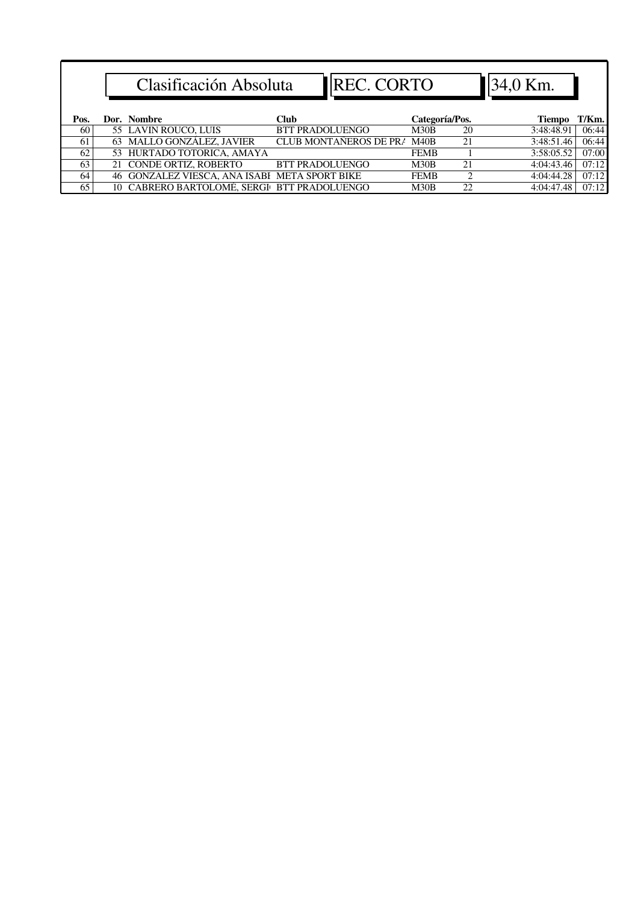Clasificación Absoluta | REC. CORTO | 34,0 Km.

| Pos. | Dor. | Nombre | Club | Categoría/Pos. | | Tiempo | T/Km. |
|---|---|---|---|---|---|---|---|
| 60 | 55 | LAVIN ROUCO, LUIS | BTT PRADOLUENGO | M30B | 20 | 3:48:48.91 | 06:44 |
| 61 | 63 | MALLO GONZÁLEZ, JAVIER | CLUB MONTAÑEROS DE PRA | M40B | 21 | 3:48:51.46 | 06:44 |
| 62 | 53 | HURTADO TOTORICA, AMAYA | | FEMB | 1 | 3:58:05.52 | 07:00 |
| 63 | 21 | CONDE ORTIZ, ROBERTO | BTT PRADOLUENGO | M30B | 21 | 4:04:43.46 | 07:12 |
| 64 | 46 | GONZALEZ VIESCA, ANA ISABI | META SPORT BIKE | FEMB | 2 | 4:04:44.28 | 07:12 |
| 65 | 10 | CABRERO BARTOLOMÉ, SERGI | BTT PRADOLUENGO | M30B | 22 | 4:04:47.48 | 07:12 |